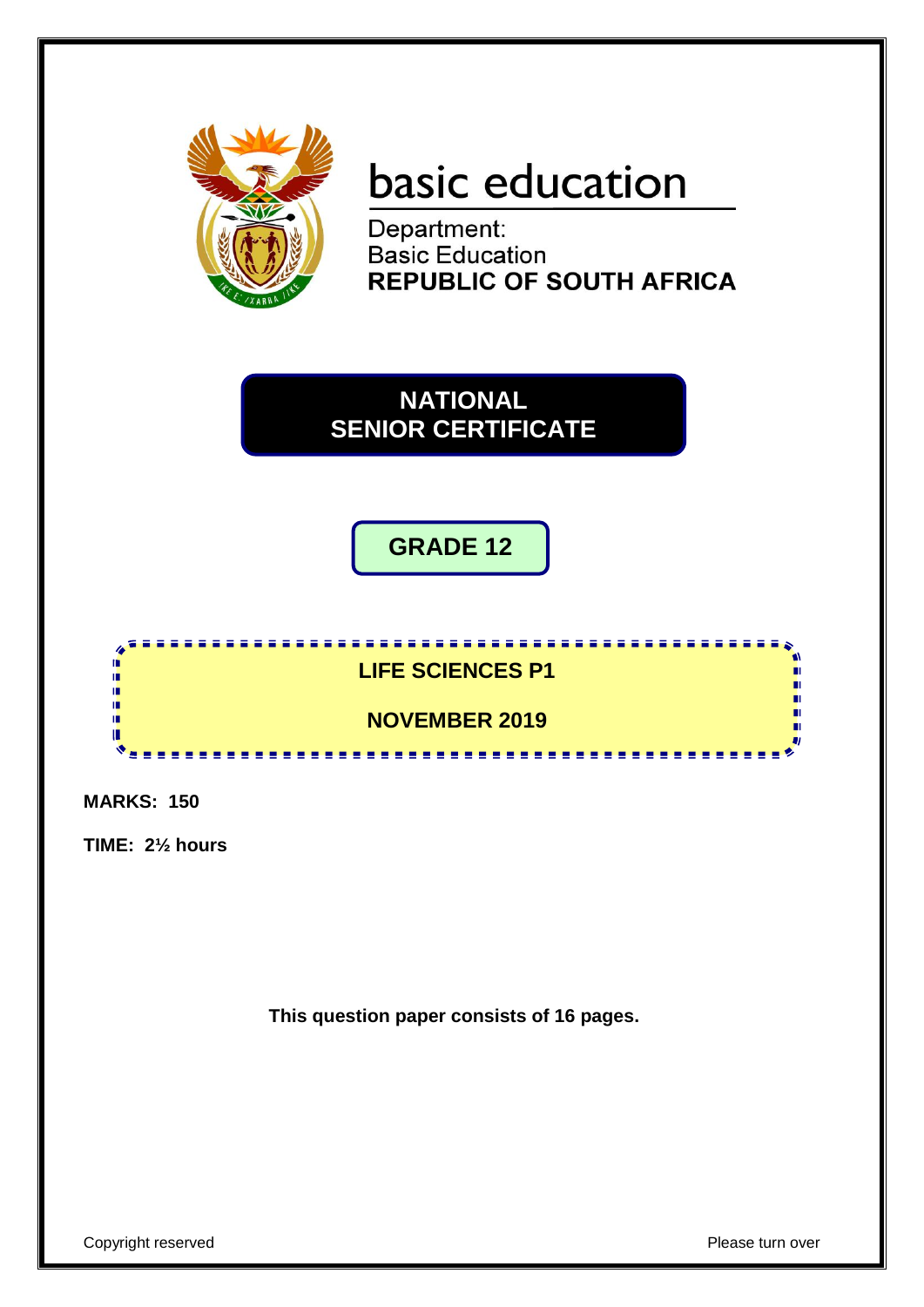basic education

Department:
Basic Education
**REPUBLIC OF SOUTH AFRICA**

# NATIONAL SENIOR CERTIFICATE

## GRADE 12

## LIFE SCIENCES P1

## NOVEMBER 2019

**MARKS: 150**

**TIME: 2½ hours**

**This question paper consists of 16 pages.**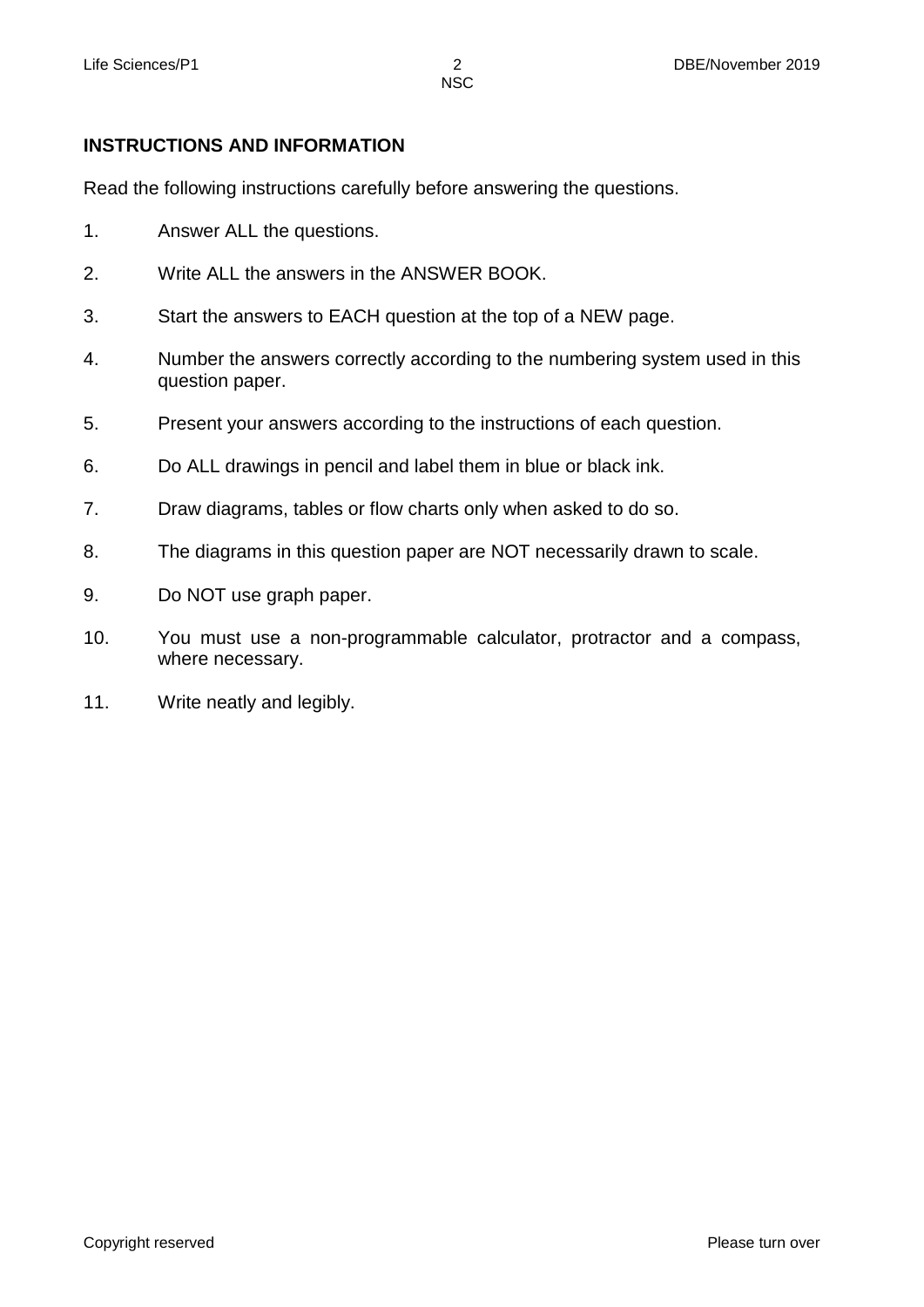**INSTRUCTIONS AND INFORMATION**

Read the following instructions carefully before answering the questions.

1. Answer ALL the questions.
2. Write ALL the answers in the ANSWER BOOK.
3. Start the answers to EACH question at the top of a NEW page.
4. Number the answers correctly according to the numbering system used in this question paper.
5. Present your answers according to the instructions of each question.
6. Do ALL drawings in pencil and label them in blue or black ink.
7. Draw diagrams, tables or flow charts only when asked to do so.
8. The diagrams in this question paper are NOT necessarily drawn to scale.
9. Do NOT use graph paper.
10. You must use a non-programmable calculator, protractor and a compass, where necessary.
11. Write neatly and legibly.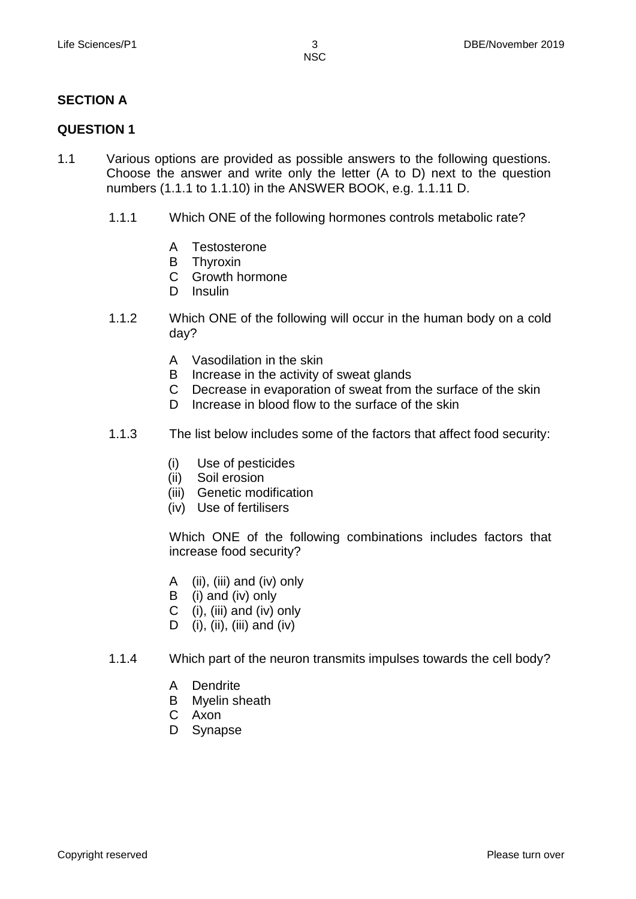## SECTION A

## QUESTION 1

1.1 Various options are provided as possible answers to the following questions. Choose the answer and write only the letter (A to D) next to the question numbers (1.1.1 to 1.1.10) in the ANSWER BOOK, e.g. 1.1.11 D.

1.1.1 Which ONE of the following hormones controls metabolic rate?

- A Testosterone
- B Thyroxin
- C Growth hormone
- D Insulin

1.1.2 Which ONE of the following will occur in the human body on a cold day?

- A Vasodilation in the skin
- B Increase in the activity of sweat glands
- C Decrease in evaporation of sweat from the surface of the skin
- D Increase in blood flow to the surface of the skin

1.1.3 The list below includes some of the factors that affect food security:

- (i) Use of pesticides
- (ii) Soil erosion
- (iii) Genetic modification
- (iv) Use of fertilisers

Which ONE of the following combinations includes factors that increase food security?

- A (ii), (iii) and (iv) only
- B (i) and (iv) only
- C (i), (iii) and (iv) only
- D (i), (ii), (iii) and (iv)

1.1.4 Which part of the neuron transmits impulses towards the cell body?

- A Dendrite
- B Myelin sheath
- C Axon
- D Synapse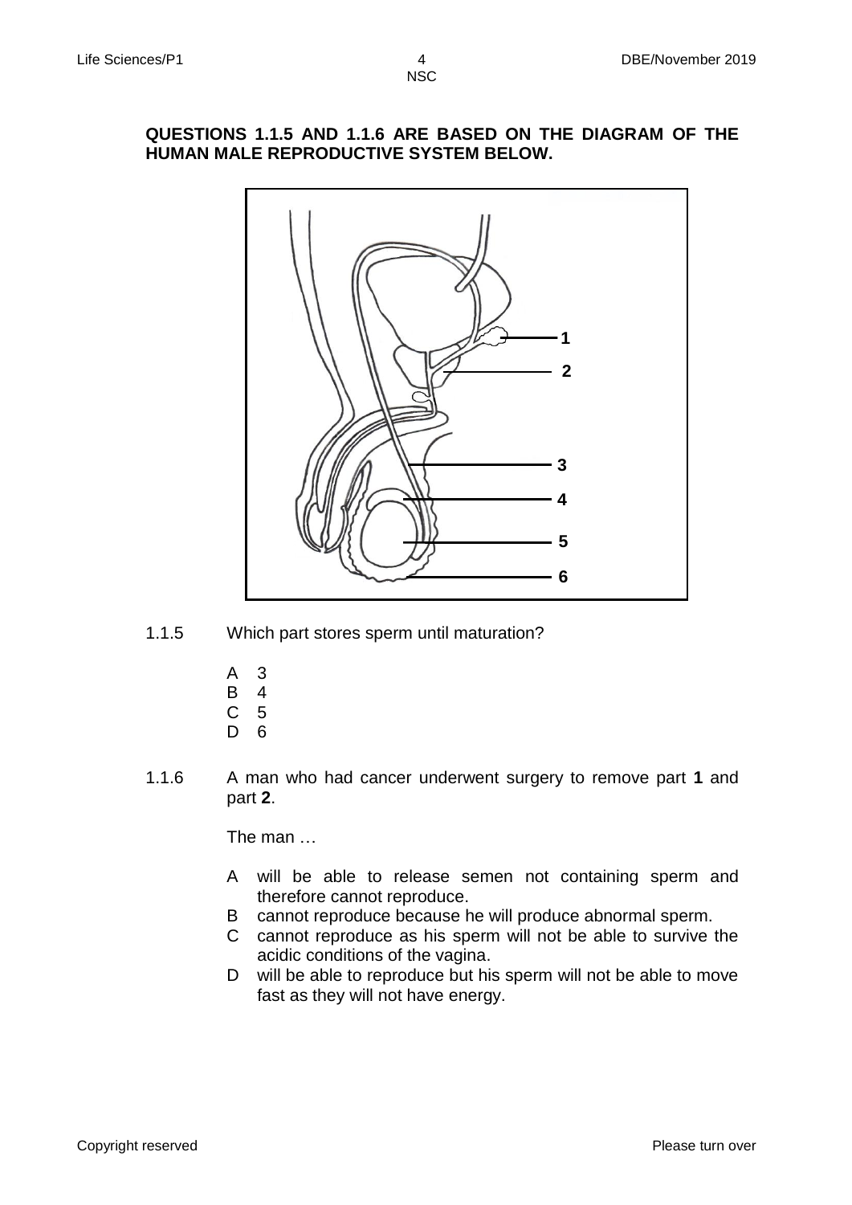**QUESTIONS 1.1.5 AND 1.1.6 ARE BASED ON THE DIAGRAM OF THE HUMAN MALE REPRODUCTIVE SYSTEM BELOW.**

1.1.5 Which part stores sperm until maturation?

- A 3
- B 4
- C 5
- D 6

1.1.6 A man who had cancer underwent surgery to remove part **1** and part **2**.

The man …

- A will be able to release semen not containing sperm and therefore cannot reproduce.
- B cannot reproduce because he will produce abnormal sperm.
- C cannot reproduce as his sperm will not be able to survive the acidic conditions of the vagina.
- D will be able to reproduce but his sperm will not be able to move fast as they will not have energy.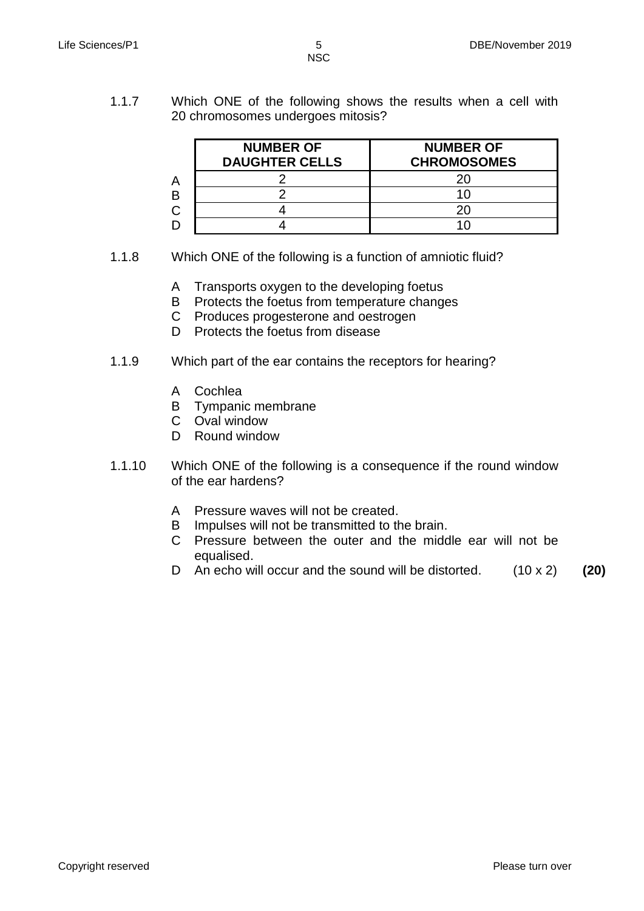1.1.7 Which ONE of the following shows the results when a cell with 20 chromosomes undergoes mitosis?

| | NUMBER OF DAUGHTER CELLS | NUMBER OF CHROMOSOMES |
|---|---|---|
| A | 2 | 20 |
| B | 2 | 10 |
| C | 4 | 20 |
| D | 4 | 10 |

1.1.8 Which ONE of the following is a function of amniotic fluid?

A Transports oxygen to the developing foetus
B Protects the foetus from temperature changes
C Produces progesterone and oestrogen
D Protects the foetus from disease

1.1.9 Which part of the ear contains the receptors for hearing?

A Cochlea
B Tympanic membrane
C Oval window
D Round window

1.1.10 Which ONE of the following is a consequence if the round window of the ear hardens?

A Pressure waves will not be created.
B Impulses will not be transmitted to the brain.
C Pressure between the outer and the middle ear will not be equalised.
D An echo will occur and the sound will be distorted. (10 x 2) **(20)**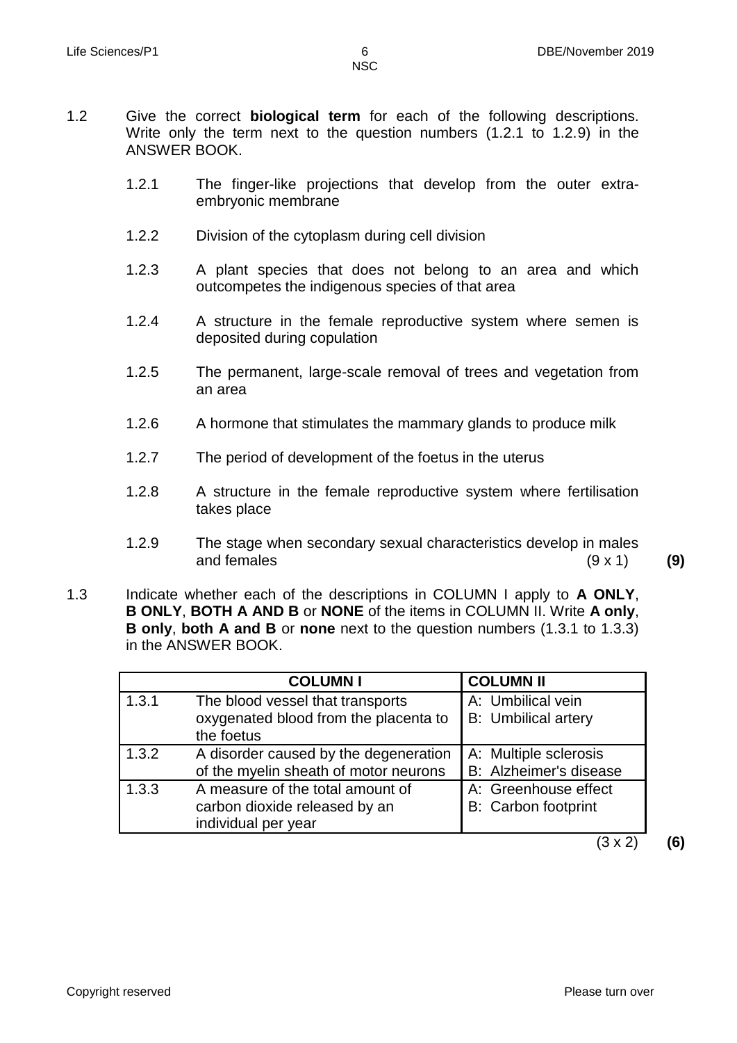1.2 Give the correct **biological term** for each of the following descriptions. Write only the term next to the question numbers (1.2.1 to 1.2.9) in the ANSWER BOOK.

1.2.1 The finger-like projections that develop from the outer extra-embryonic membrane

1.2.2 Division of the cytoplasm during cell division

1.2.3 A plant species that does not belong to an area and which outcompetes the indigenous species of that area

1.2.4 A structure in the female reproductive system where semen is deposited during copulation

1.2.5 The permanent, large-scale removal of trees and vegetation from an area

1.2.6 A hormone that stimulates the mammary glands to produce milk

1.2.7 The period of development of the foetus in the uterus

1.2.8 A structure in the female reproductive system where fertilisation takes place

1.2.9 The stage when secondary sexual characteristics develop in males and females (9 x 1) **(9)**

1.3 Indicate whether each of the descriptions in COLUMN I apply to **A ONLY**, **B ONLY**, **BOTH A AND B** or **NONE** of the items in COLUMN II. Write **A only**, **B only**, **both A and B** or **none** next to the question numbers (1.3.1 to 1.3.3) in the ANSWER BOOK.

| | **COLUMN I** | **COLUMN II** |
|---|---|---|
| 1.3.1 | The blood vessel that transports oxygenated blood from the placenta to the foetus | A: Umbilical vein<br>B: Umbilical artery |
| 1.3.2 | A disorder caused by the degeneration of the myelin sheath of motor neurons | A: Multiple sclerosis<br>B: Alzheimer's disease |
| 1.3.3 | A measure of the total amount of carbon dioxide released by an individual per year | A: Greenhouse effect<br>B: Carbon footprint |

(3 x 2) **(6)**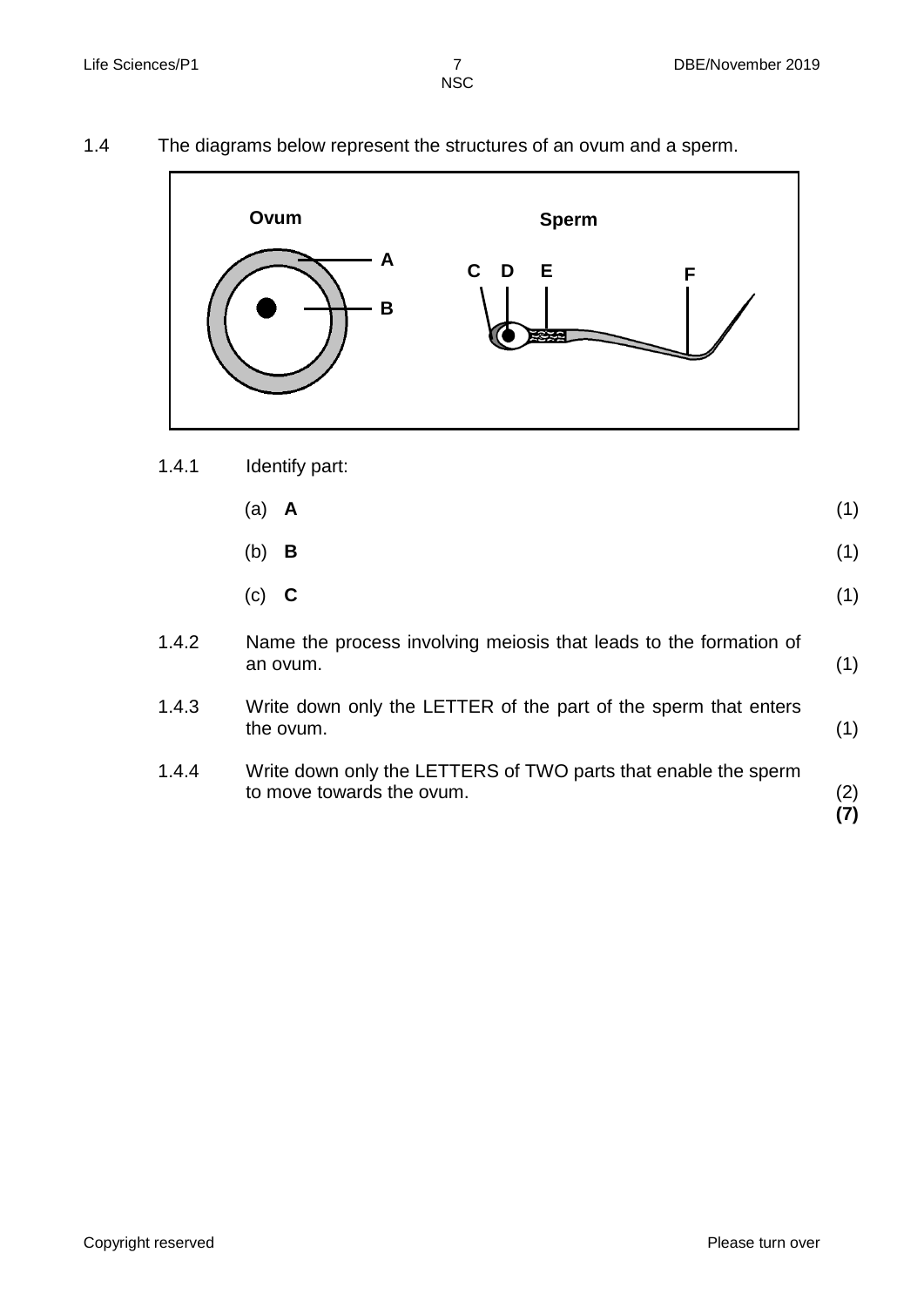1.4 The diagrams below represent the structures of an ovum and a sperm.

1.4.1 Identify part:

(a) **A** (1)

(b) **B** (1)

(c) **C** (1)

1.4.2 Name the process involving meiosis that leads to the formation of an ovum. (1)

1.4.3 Write down only the LETTER of the part of the sperm that enters the ovum. (1)

1.4.4 Write down only the LETTERS of TWO parts that enable the sperm to move towards the ovum. (2)

**(7)**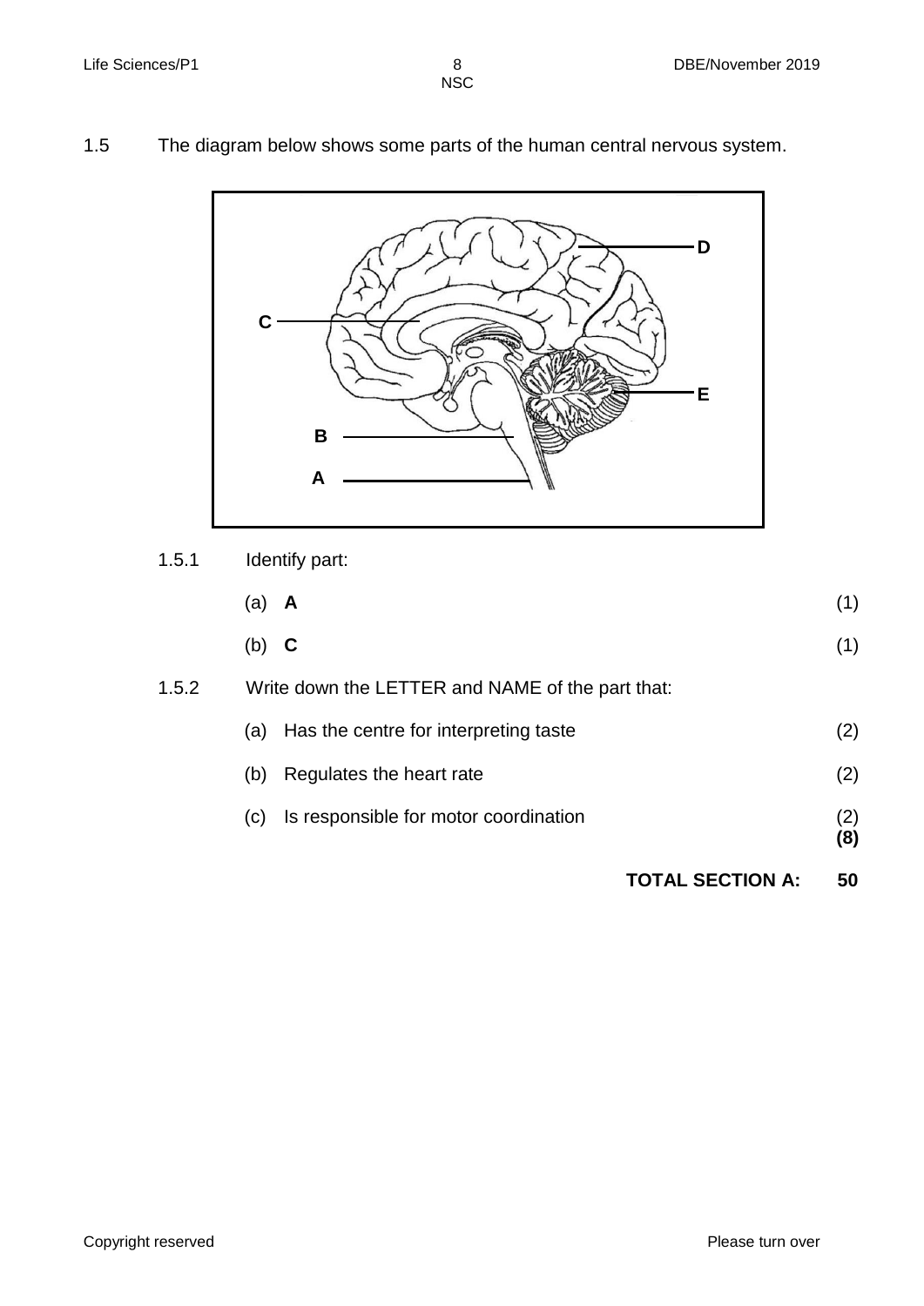1.5 The diagram below shows some parts of the human central nervous system.

1.5.1 Identify part:

(a) **A** (1)

(b) **C** (1)

1.5.2 Write down the LETTER and NAME of the part that:

(a) Has the centre for interpreting taste (2)

(b) Regulates the heart rate (2)

(c) Is responsible for motor coordination (2)
**(8)**

**TOTAL SECTION A: 50**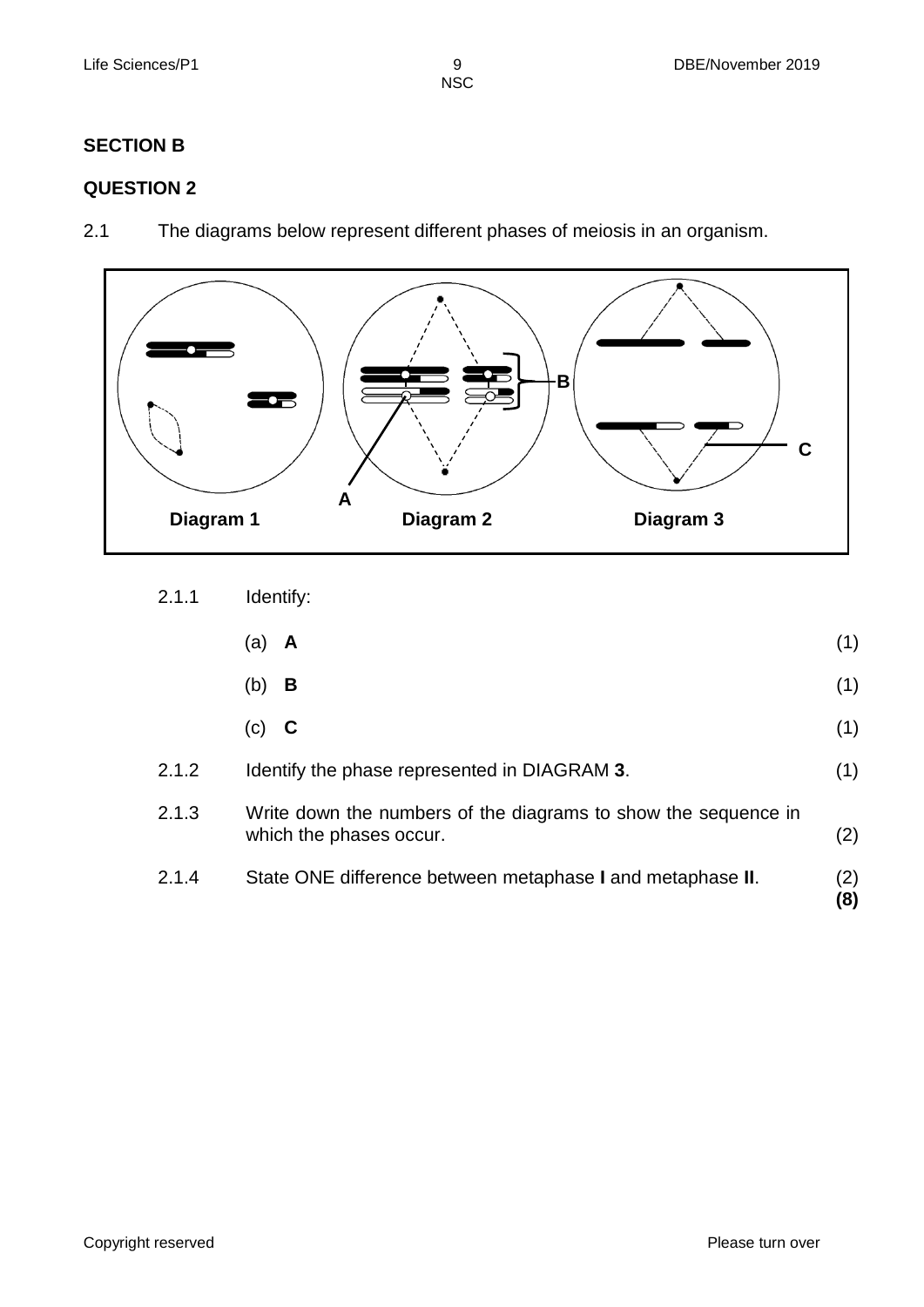## SECTION B

## QUESTION 2

2.1 The diagrams below represent different phases of meiosis in an organism.

Diagram 1 &nbsp;&nbsp;&nbsp; Diagram 2 &nbsp;&nbsp;&nbsp; Diagram 3

2.1.1 Identify:

(a) **A** (1)

(b) **B** (1)

(c) **C** (1)

2.1.2 Identify the phase represented in DIAGRAM **3**. (1)

2.1.3 Write down the numbers of the diagrams to show the sequence in which the phases occur. (2)

2.1.4 State ONE difference between metaphase **I** and metaphase **II**. (2)

**(8)**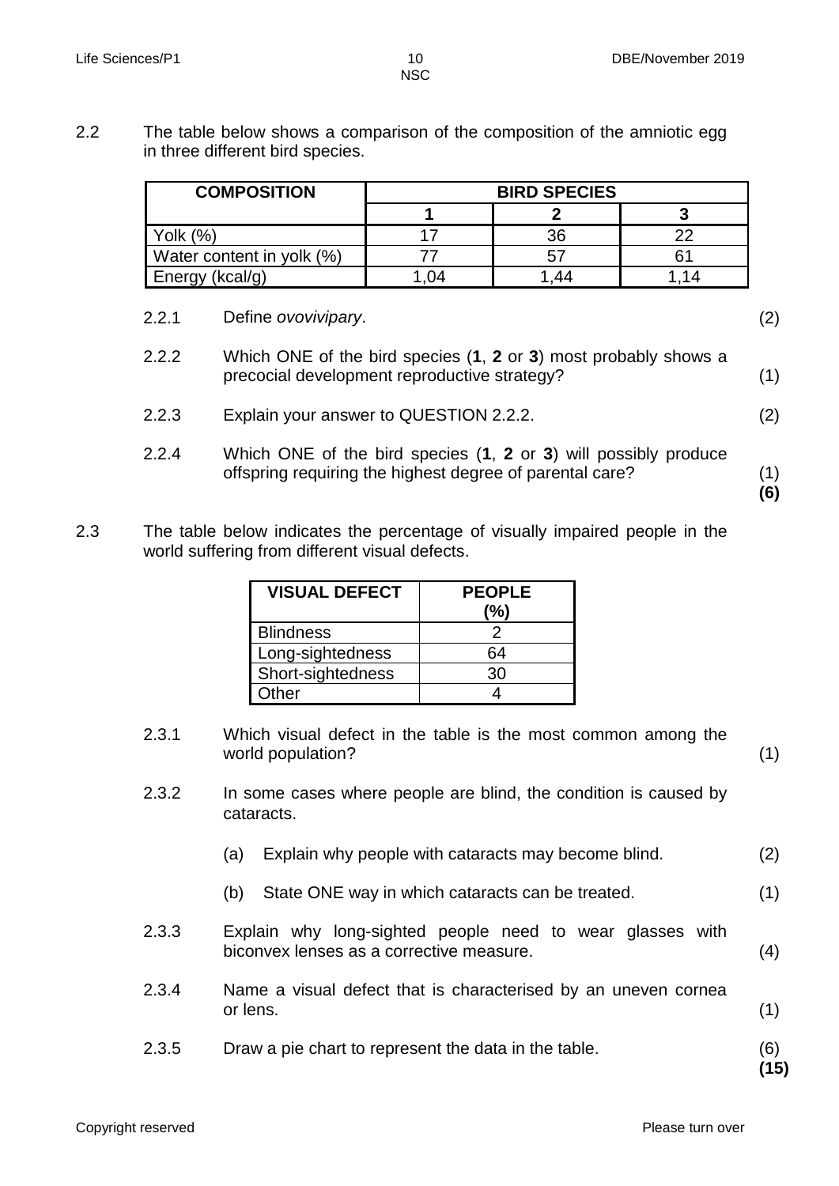2.2 The table below shows a comparison of the composition of the amniotic egg in three different bird species.

| COMPOSITION | BIRD SPECIES | | |
|---|---|---|---|
| | **1** | **2** | **3** |
| Yolk (%) | 17 | 36 | 22 |
| Water content in yolk (%) | 77 | 57 | 61 |
| Energy (kcal/g) | 1,04 | 1,44 | 1,14 |

2.2.1 Define *ovovivipary*. (2)

2.2.2 Which ONE of the bird species (**1**, **2** or **3**) most probably shows a precocial development reproductive strategy? (1)

2.2.3 Explain your answer to QUESTION 2.2.2. (2)

2.2.4 Which ONE of the bird species (**1**, **2** or **3**) will possibly produce offspring requiring the highest degree of parental care? (1)
**(6)**

2.3 The table below indicates the percentage of visually impaired people in the world suffering from different visual defects.

| VISUAL DEFECT | PEOPLE (%) |
|---|---|
| Blindness | 2 |
| Long-sightedness | 64 |
| Short-sightedness | 30 |
| Other | 4 |

2.3.1 Which visual defect in the table is the most common among the world population? (1)

2.3.2 In some cases where people are blind, the condition is caused by cataracts.

(a) Explain why people with cataracts may become blind. (2)

(b) State ONE way in which cataracts can be treated. (1)

2.3.3 Explain why long-sighted people need to wear glasses with biconvex lenses as a corrective measure. (4)

2.3.4 Name a visual defect that is characterised by an uneven cornea or lens. (1)

2.3.5 Draw a pie chart to represent the data in the table. (6)
**(15)**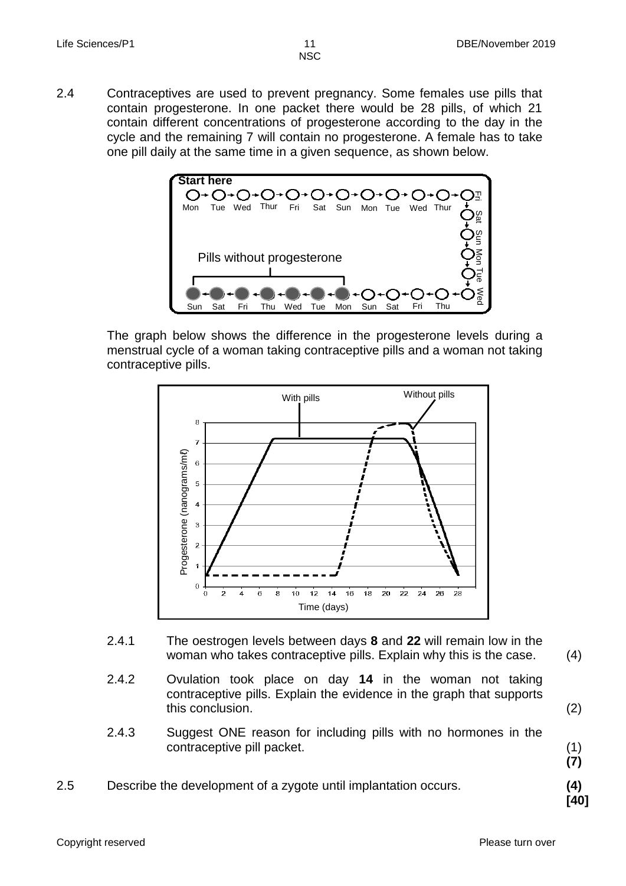2.4 Contraceptives are used to prevent pregnancy. Some females use pills that contain progesterone. In one packet there would be 28 pills, of which 21 contain different concentrations of progesterone according to the day in the cycle and the remaining 7 will contain no progesterone. A female has to take one pill daily at the same time in a given sequence, as shown below.

The graph below shows the difference in the progesterone levels during a menstrual cycle of a woman taking contraceptive pills and a woman not taking contraceptive pills.

2.4.1 The oestrogen levels between days **8** and **22** will remain low in the woman who takes contraceptive pills. Explain why this is the case. (4)

2.4.2 Ovulation took place on day **14** in the woman not taking contraceptive pills. Explain the evidence in the graph that supports this conclusion. (2)

2.4.3 Suggest ONE reason for including pills with no hormones in the contraceptive pill packet. (1)
**(7)**

2.5 Describe the development of a zygote until implantation occurs. **(4)**
**[40]**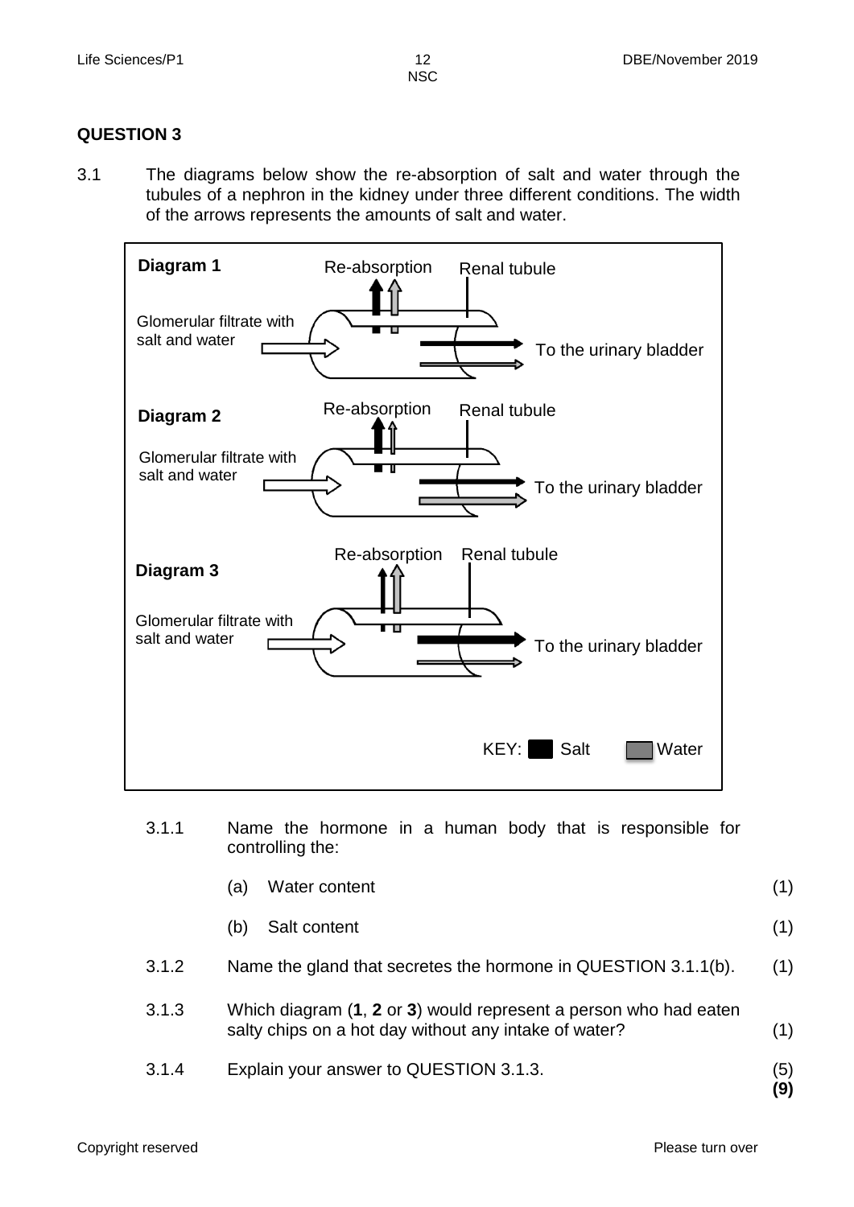**QUESTION 3**

3.1 The diagrams below show the re-absorption of salt and water through the tubules of a nephron in the kidney under three different conditions. The width of the arrows represents the amounts of salt and water.

**Diagram 1**

Re-absorption | Renal tubule

Glomerular filtrate with salt and water

To the urinary bladder

**Diagram 2**

Re-absorption | Renal tubule

Glomerular filtrate with salt and water

To the urinary bladder

**Diagram 3**

Re-absorption | Renal tubule

Glomerular filtrate with salt and water

To the urinary bladder

KEY: Salt | Water

3.1.1 Name the hormone in a human body that is responsible for controlling the:

(a) Water content (1)

(b) Salt content (1)

3.1.2 Name the gland that secretes the hormone in QUESTION 3.1.1(b). (1)

3.1.3 Which diagram (**1**, **2** or **3**) would represent a person who had eaten salty chips on a hot day without any intake of water? (1)

3.1.4 Explain your answer to QUESTION 3.1.3. (5)

**(9)**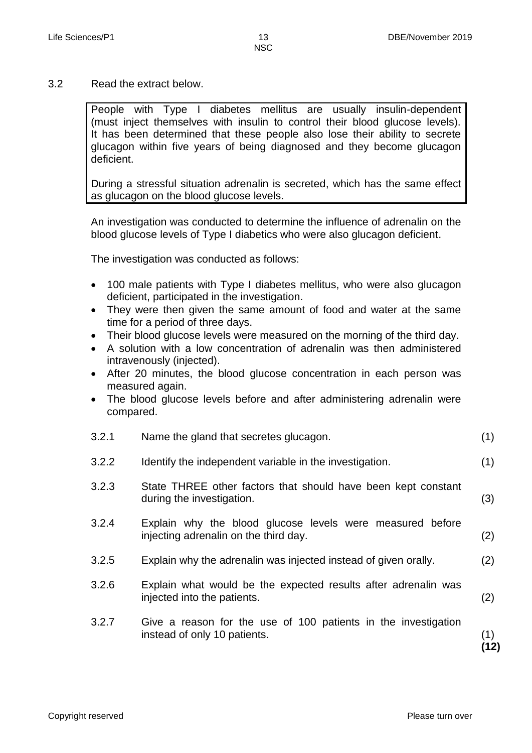3.2 Read the extract below.

> People with Type I diabetes mellitus are usually insulin-dependent (must inject themselves with insulin to control their blood glucose levels). It has been determined that these people also lose their ability to secrete glucagon within five years of being diagnosed and they become glucagon deficient.
>
> During a stressful situation adrenalin is secreted, which has the same effect as glucagon on the blood glucose levels.

An investigation was conducted to determine the influence of adrenalin on the blood glucose levels of Type I diabetics who were also glucagon deficient.

The investigation was conducted as follows:

- 100 male patients with Type I diabetes mellitus, who were also glucagon deficient, participated in the investigation.
- They were then given the same amount of food and water at the same time for a period of three days.
- Their blood glucose levels were measured on the morning of the third day.
- A solution with a low concentration of adrenalin was then administered intravenously (injected).
- After 20 minutes, the blood glucose concentration in each person was measured again.
- The blood glucose levels before and after administering adrenalin were compared.

3.2.1 Name the gland that secretes glucagon. (1)

3.2.2 Identify the independent variable in the investigation. (1)

3.2.3 State THREE other factors that should have been kept constant during the investigation. (3)

3.2.4 Explain why the blood glucose levels were measured before injecting adrenalin on the third day. (2)

3.2.5 Explain why the adrenalin was injected instead of given orally. (2)

3.2.6 Explain what would be the expected results after adrenalin was injected into the patients. (2)

3.2.7 Give a reason for the use of 100 patients in the investigation instead of only 10 patients. (1)

**(12)**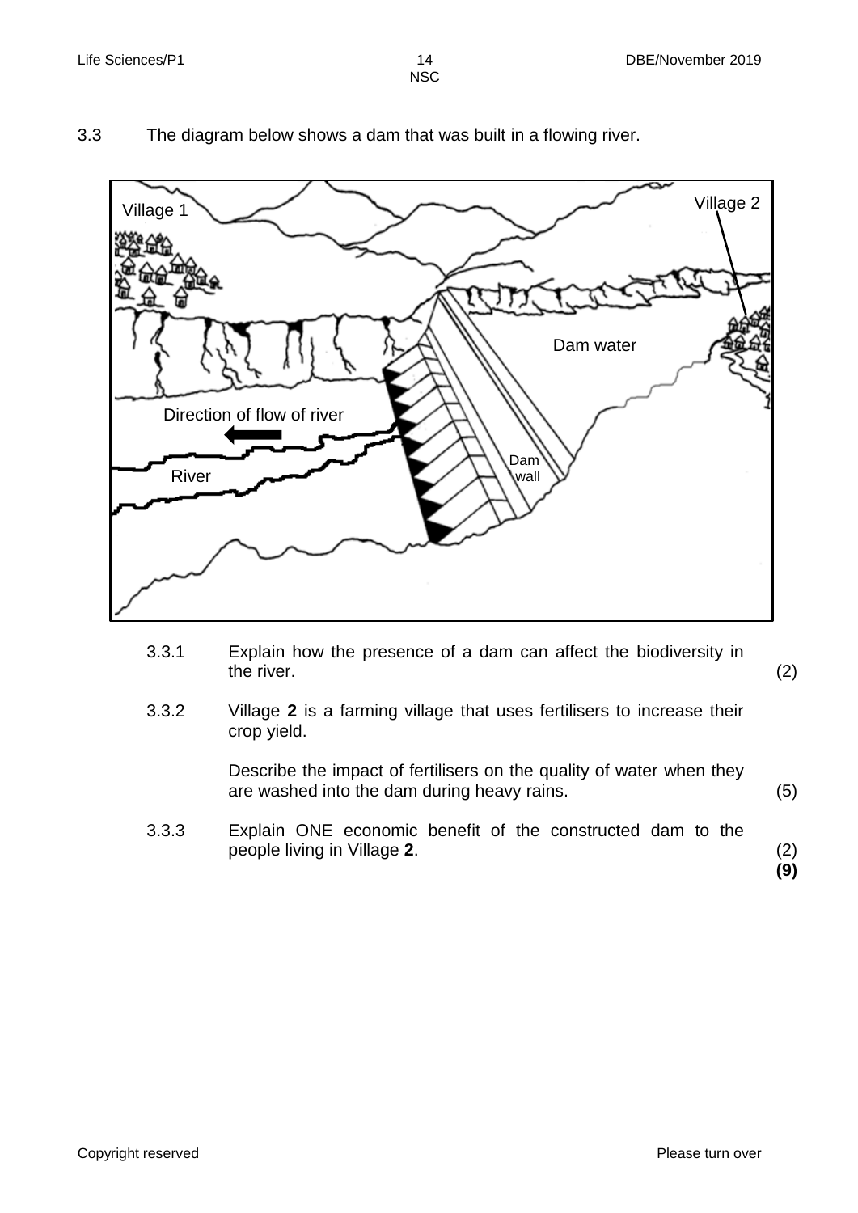3.3 The diagram below shows a dam that was built in a flowing river.

3.3.1 Explain how the presence of a dam can affect the biodiversity in the river. (2)

3.3.2 Village **2** is a farming village that uses fertilisers to increase their crop yield.

Describe the impact of fertilisers on the quality of water when they are washed into the dam during heavy rains. (5)

3.3.3 Explain ONE economic benefit of the constructed dam to the people living in Village **2**. (2)

**(9)**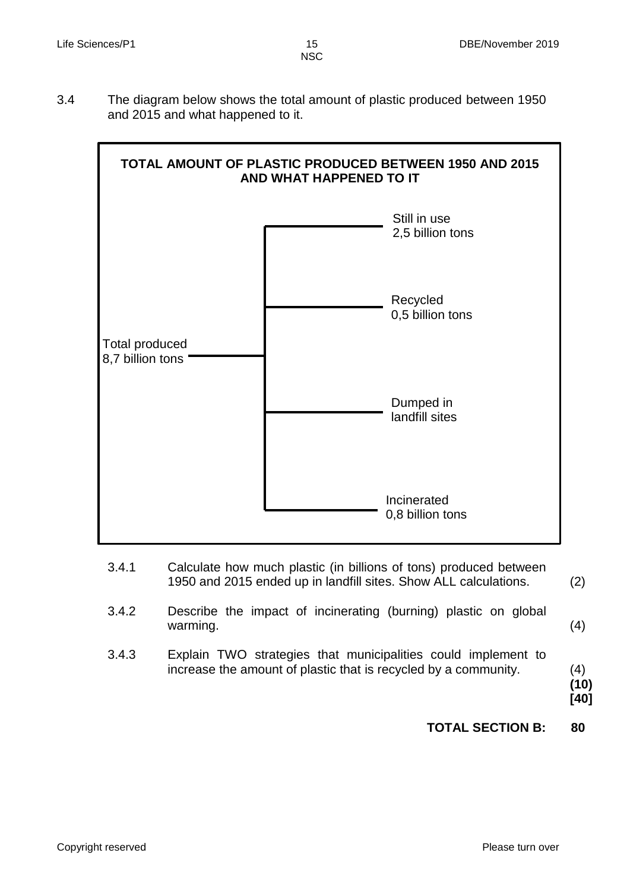3.4 The diagram below shows the total amount of plastic produced between 1950 and 2015 and what happened to it.

**TOTAL AMOUNT OF PLASTIC PRODUCED BETWEEN 1950 AND 2015 AND WHAT HAPPENED TO IT**

Total produced 8,7 billion tons

- Still in use 2,5 billion tons
- Recycled 0,5 billion tons
- Dumped in landfill sites
- Incinerated 0,8 billion tons

3.4.1 Calculate how much plastic (in billions of tons) produced between 1950 and 2015 ended up in landfill sites. Show ALL calculations. (2)

3.4.2 Describe the impact of incinerating (burning) plastic on global warming. (4)

3.4.3 Explain TWO strategies that municipalities could implement to increase the amount of plastic that is recycled by a community. (4)

**(10)**

**[40]**

**TOTAL SECTION B: 80**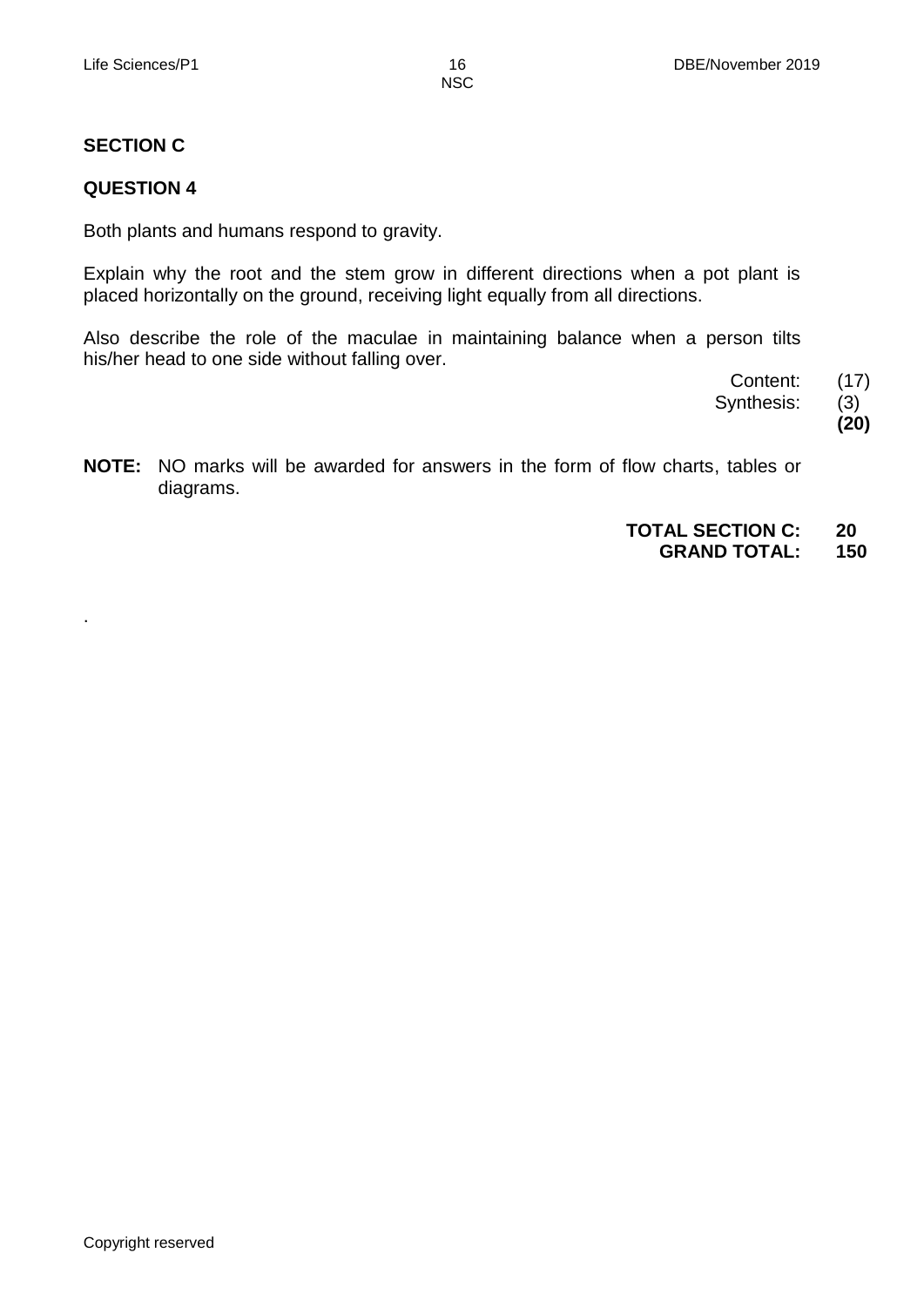**SECTION C**

**QUESTION 4**

Both plants and humans respond to gravity.

Explain why the root and the stem grow in different directions when a pot plant is placed horizontally on the ground, receiving light equally from all directions.

Also describe the role of the maculae in maintaining balance when a person tilts his/her head to one side without falling over.

Content: (17)
Synthesis: (3)
**(20)**

**NOTE:** NO marks will be awarded for answers in the form of flow charts, tables or diagrams.

**TOTAL SECTION C: 20**
**GRAND TOTAL: 150**